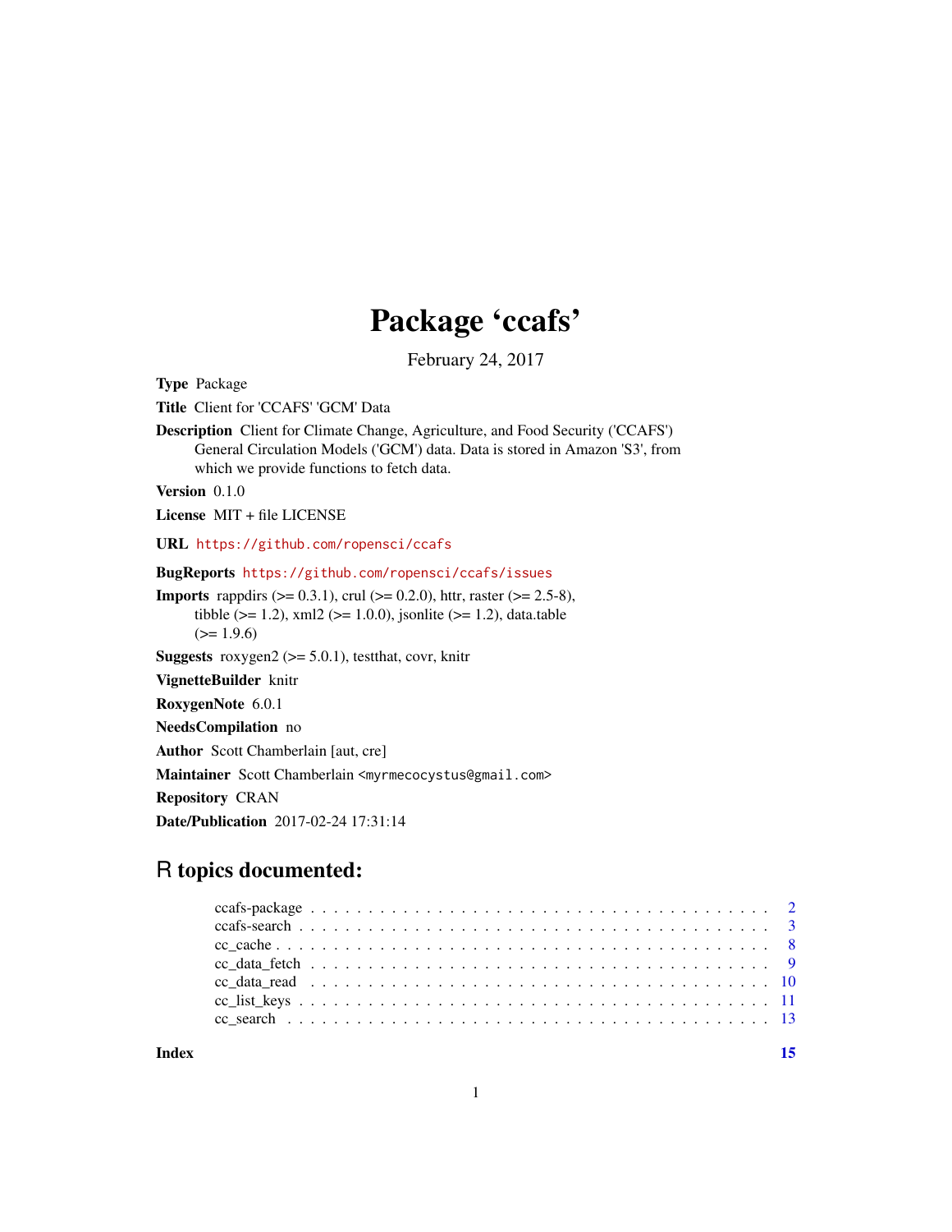# Package 'ccafs'

February 24, 2017

**Type** Package

**Title** Client for 'CCAFS' 'GCM' Data

**Description** Client for Climate Change, Agriculture, and Food Security ('CCAFS') General Circulation Models ('GCM') data. Data is stored in Amazon 'S3', from which we provide functions to fetch data.

**Version** 0.1.0

**License** MIT + file LICENSE

**URL** https://github.com/ropensci/ccafs

**BugReports** https://github.com/ropensci/ccafs/issues

**Imports** rappdirs (>= 0.3.1), crul (>= 0.2.0), httr, raster (>= 2.5-8), tibble (>= 1.2), xml2 (>= 1.0.0), jsonlite (>= 1.2), data.table (>= 1.9.6)

**Suggests** roxygen2 (>= 5.0.1), testthat, covr, knitr

**VignetteBuilder** knitr

**RoxygenNote** 6.0.1

**NeedsCompilation** no

**Author** Scott Chamberlain [aut, cre]

**Maintainer** Scott Chamberlain <myrmecocystus@gmail.com>

**Repository** CRAN

**Date/Publication** 2017-02-24 17:31:14

## R topics documented:

- ccafs-package . . . . . . . . . . 2
- ccafs-search . . . . . . . . . . 3
- cc_cache . . . . . . . . . . 8
- cc_data_fetch . . . . . . . . . . 9
- cc_data_read . . . . . . . . . . 10
- cc_list_keys . . . . . . . . . . 11
- cc_search . . . . . . . . . . 13

**Index** **15**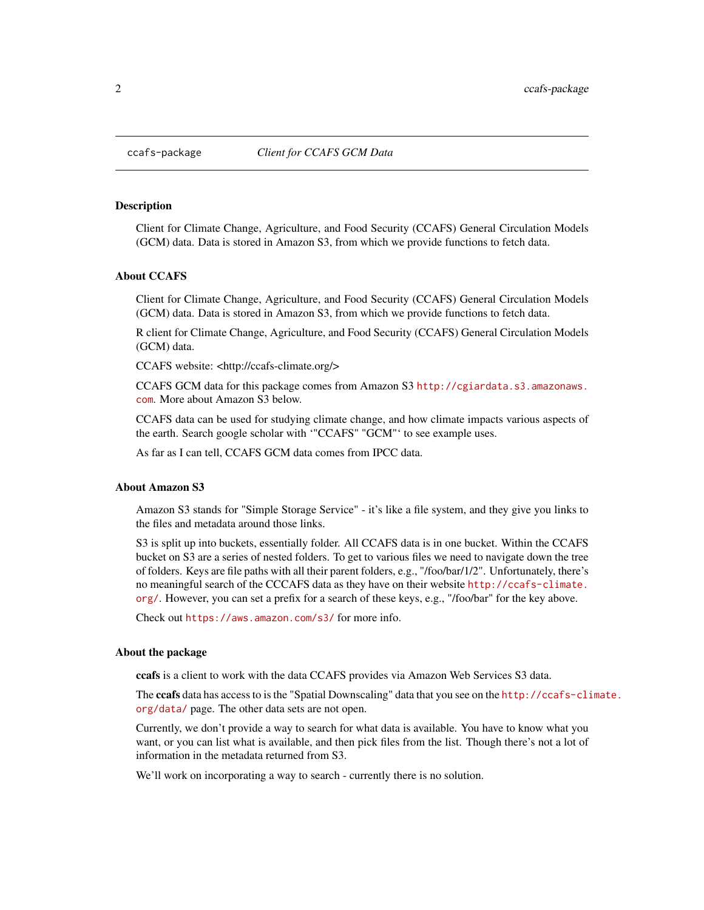`ccafs-package` *Client for CCAFS GCM Data*

### Description

Client for Climate Change, Agriculture, and Food Security (CCAFS) General Circulation Models (GCM) data. Data is stored in Amazon S3, from which we provide functions to fetch data.

### About CCAFS

Client for Climate Change, Agriculture, and Food Security (CCAFS) General Circulation Models (GCM) data. Data is stored in Amazon S3, from which we provide functions to fetch data.

R client for Climate Change, Agriculture, and Food Security (CCAFS) General Circulation Models (GCM) data.

CCAFS website: <http://ccafs-climate.org/>

CCAFS GCM data for this package comes from Amazon S3 `http://cgiardata.s3.amazonaws.com`. More about Amazon S3 below.

CCAFS data can be used for studying climate change, and how climate impacts various aspects of the earth. Search google scholar with '"CCAFS" "GCM"' to see example uses.

As far as I can tell, CCAFS GCM data comes from IPCC data.

### About Amazon S3

Amazon S3 stands for "Simple Storage Service" - it's like a file system, and they give you links to the files and metadata around those links.

S3 is split up into buckets, essentially folder. All CCAFS data is in one bucket. Within the CCAFS bucket on S3 are a series of nested folders. To get to various files we need to navigate down the tree of folders. Keys are file paths with all their parent folders, e.g., "/foo/bar/1/2". Unfortunately, there's no meaningful search of the CCCAFS data as they have on their website `http://ccafs-climate.org/`. However, you can set a prefix for a search of these keys, e.g., "/foo/bar" for the key above.

Check out `https://aws.amazon.com/s3/` for more info.

### About the package

**ccafs** is a client to work with the data CCAFS provides via Amazon Web Services S3 data.

The **ccafs** data has access to is the "Spatial Downscaling" data that you see on the `http://ccafs-climate.org/data/` page. The other data sets are not open.

Currently, we don't provide a way to search for what data is available. You have to know what you want, or you can list what is available, and then pick files from the list. Though there's not a lot of information in the metadata returned from S3.

We'll work on incorporating a way to search - currently there is no solution.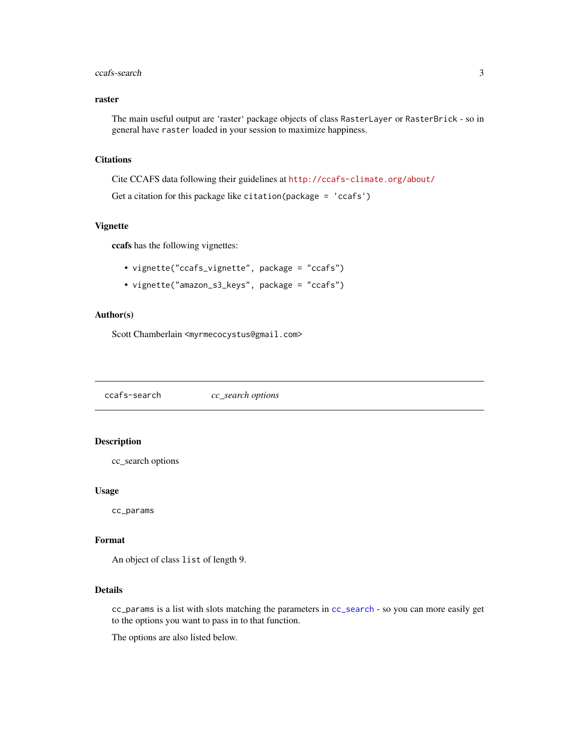### raster

The main useful output are 'raster' package objects of class `RasterLayer` or `RasterBrick` - so in general have `raster` loaded in your session to maximize happiness.

### Citations

Cite CCAFS data following their guidelines at http://ccafs-climate.org/about/

Get a citation for this package like `citation(package = 'ccafs')`

### Vignette

**ccafs** has the following vignettes:

- `vignette("ccafs_vignette", package = "ccafs")`
- `vignette("amazon_s3_keys", package = "ccafs")`

### Author(s)

Scott Chamberlain <myrmecocystus@gmail.com>

---

## ccafs-search *cc_search options*

---

### Description

cc_search options

### Usage

```
cc_params
```

### Format

An object of class `list` of length 9.

### Details

`cc_params` is a list with slots matching the parameters in `cc_search` - so you can more easily get to the options you want to pass in to that function.

The options are also listed below.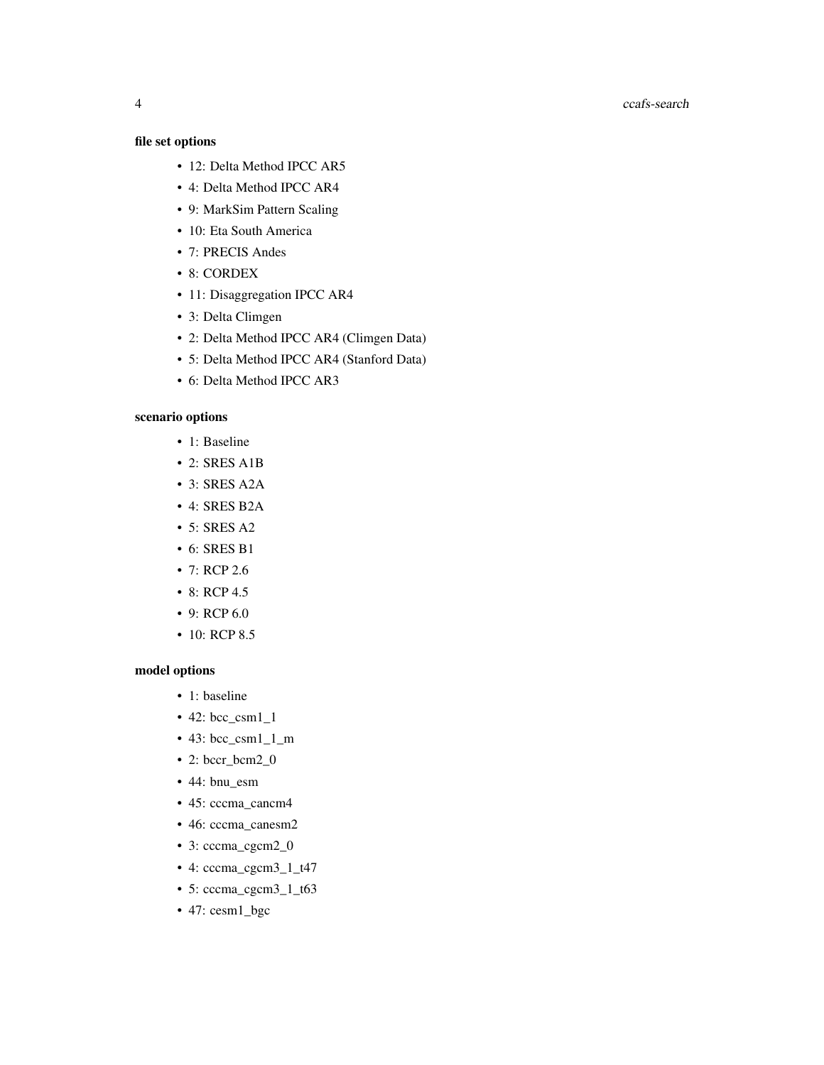**file set options**

- 12: Delta Method IPCC AR5
- 4: Delta Method IPCC AR4
- 9: MarkSim Pattern Scaling
- 10: Eta South America
- 7: PRECIS Andes
- 8: CORDEX
- 11: Disaggregation IPCC AR4
- 3: Delta Climgen
- 2: Delta Method IPCC AR4 (Climgen Data)
- 5: Delta Method IPCC AR4 (Stanford Data)
- 6: Delta Method IPCC AR3

**scenario options**

- 1: Baseline
- 2: SRES A1B
- 3: SRES A2A
- 4: SRES B2A
- 5: SRES A2
- 6: SRES B1
- 7: RCP 2.6
- 8: RCP 4.5
- 9: RCP 6.0
- 10: RCP 8.5

**model options**

- 1: baseline
- 42: bcc_csm1_1
- 43: bcc_csm1_1_m
- 2: bccr_bcm2_0
- 44: bnu_esm
- 45: cccma_cancm4
- 46: cccma_canesm2
- 3: cccma_cgcm2_0
- 4: cccma_cgcm3_1_t47
- 5: cccma_cgcm3_1_t63
- 47: cesm1_bgc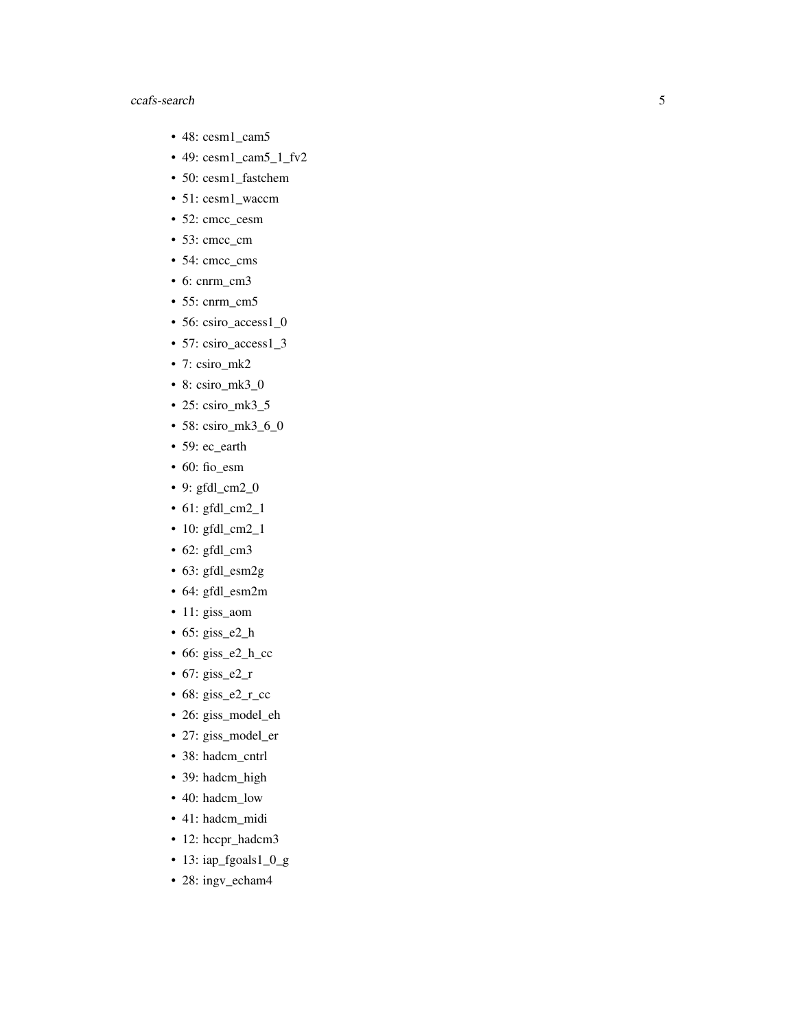- 48: cesm1_cam5
- 49: cesm1_cam5_1_fv2
- 50: cesm1_fastchem
- 51: cesm1_waccm
- 52: cmcc_cesm
- 53: cmcc_cm
- 54: cmcc_cms
- 6: cnrm_cm3
- 55: cnrm_cm5
- 56: csiro_access1_0
- 57: csiro_access1_3
- 7: csiro_mk2
- 8: csiro_mk3_0
- 25: csiro_mk3_5
- 58: csiro_mk3_6_0
- 59: ec_earth
- 60: fio_esm
- 9: gfdl_cm2_0
- 61: gfdl_cm2_1
- 10: gfdl_cm2_1
- 62: gfdl_cm3
- 63: gfdl_esm2g
- 64: gfdl_esm2m
- 11: giss_aom
- 65: giss_e2_h
- 66: giss_e2_h_cc
- 67: giss_e2_r
- 68: giss_e2_r_cc
- 26: giss_model_eh
- 27: giss_model_er
- 38: hadcm_cntrl
- 39: hadcm_high
- 40: hadcm_low
- 41: hadcm_midi
- 12: hccpr_hadcm3
- 13: iap_fgoals1_0_g
- 28: ingv_echam4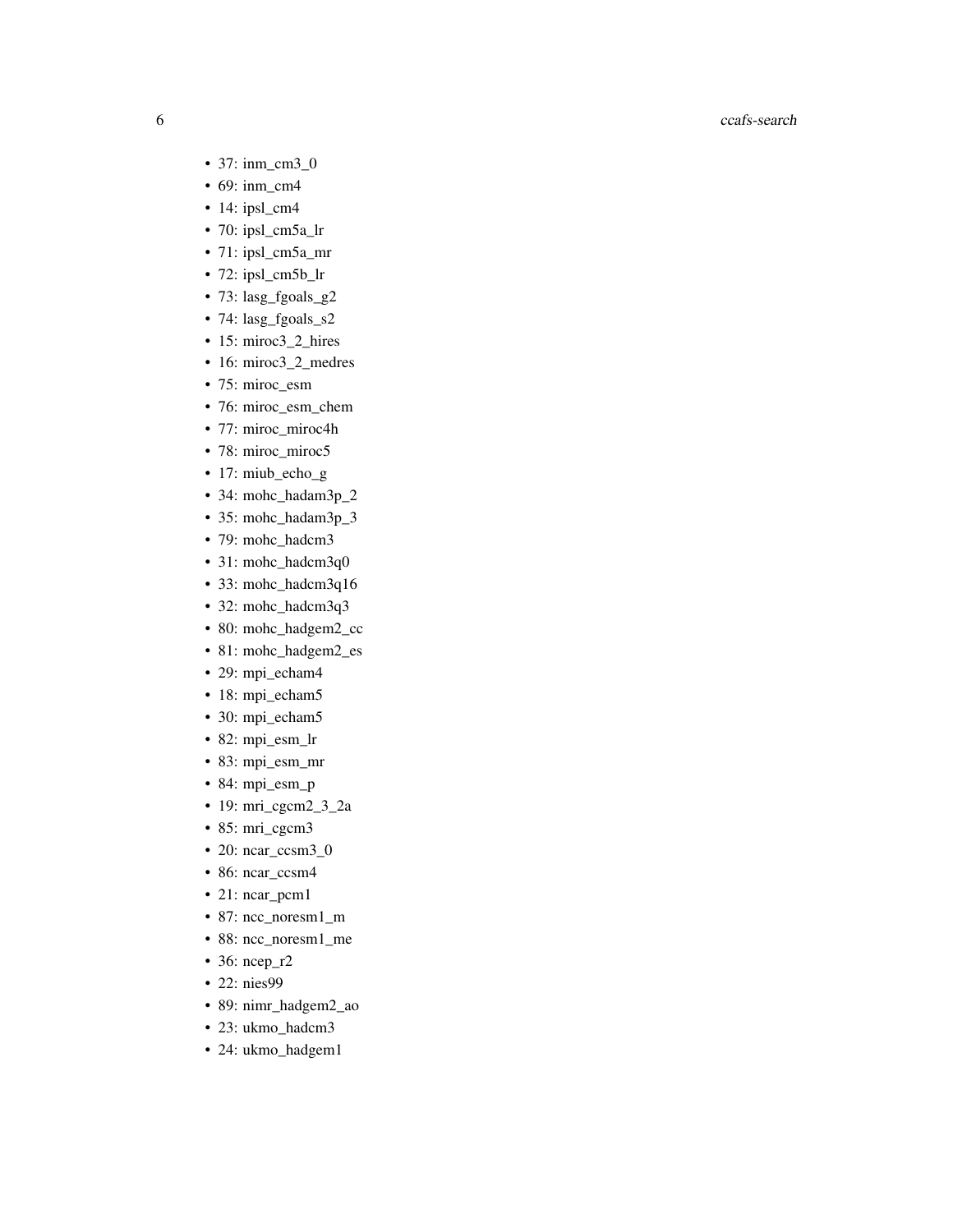- 37: inm_cm3_0
- 69: inm_cm4
- 14: ipsl_cm4
- 70: ipsl_cm5a_lr
- 71: ipsl_cm5a_mr
- 72: ipsl_cm5b_lr
- 73: lasg_fgoals_g2
- 74: lasg_fgoals_s2
- 15: miroc3_2_hires
- 16: miroc3_2_medres
- 75: miroc_esm
- 76: miroc_esm_chem
- 77: miroc_miroc4h
- 78: miroc_miroc5
- 17: miub_echo_g
- 34: mohc_hadam3p_2
- 35: mohc_hadam3p_3
- 79: mohc_hadcm3
- 31: mohc_hadcm3q0
- 33: mohc_hadcm3q16
- 32: mohc_hadcm3q3
- 80: mohc_hadgem2_cc
- 81: mohc_hadgem2_es
- 29: mpi_echam4
- 18: mpi_echam5
- 30: mpi_echam5
- 82: mpi_esm_lr
- 83: mpi_esm_mr
- 84: mpi_esm_p
- 19: mri_cgcm2_3_2a
- 85: mri_cgcm3
- 20: ncar_ccsm3_0
- 86: ncar_ccsm4
- 21: ncar_pcm1
- 87: ncc_noresm1_m
- 88: ncc_noresm1_me
- 36: ncep_r2
- 22: nies99
- 89: nimr_hadgem2_ao
- 23: ukmo_hadcm3
- 24: ukmo_hadgem1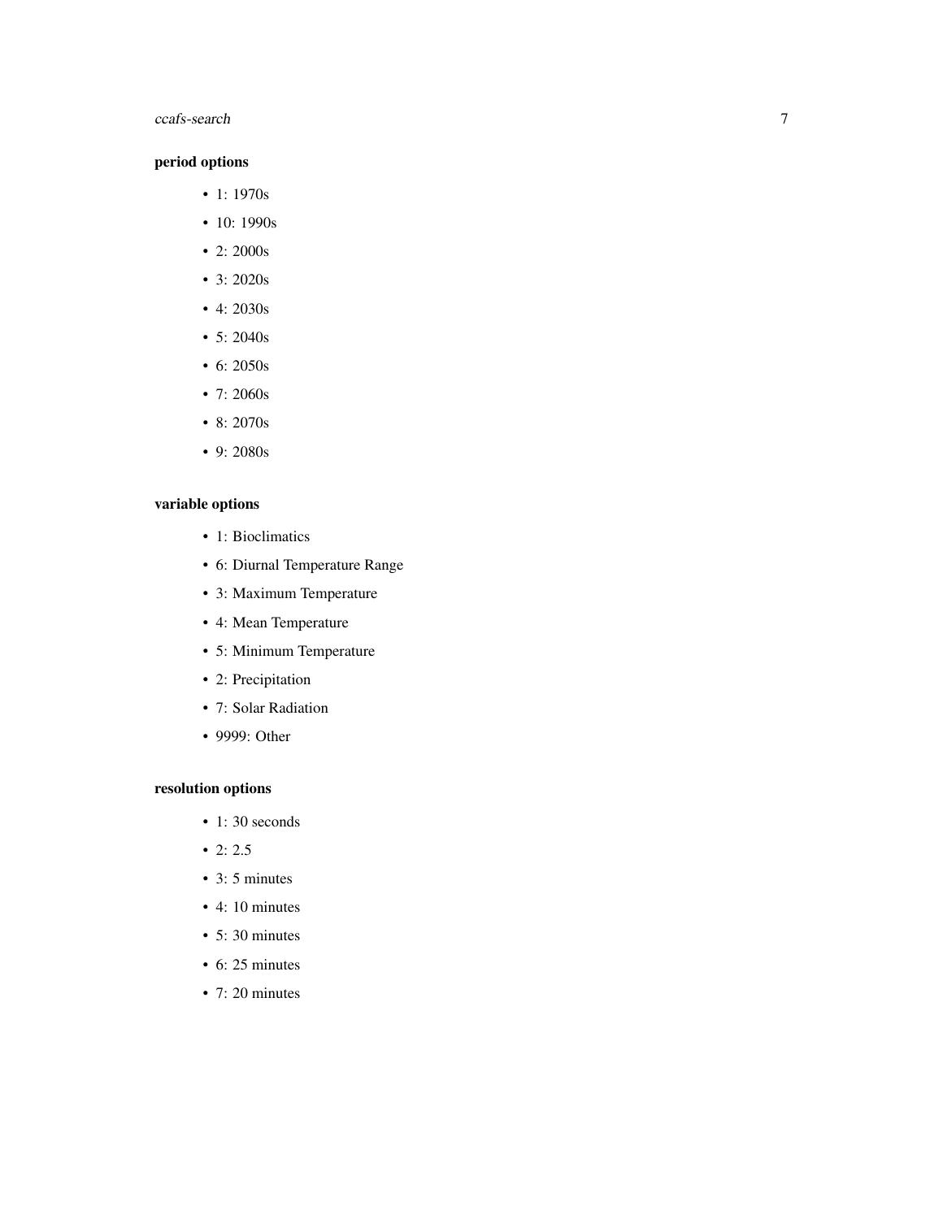### period options

- 1: 1970s
- 10: 1990s
- 2: 2000s
- 3: 2020s
- 4: 2030s
- 5: 2040s
- 6: 2050s
- 7: 2060s
- 8: 2070s
- 9: 2080s

### variable options

- 1: Bioclimatics
- 6: Diurnal Temperature Range
- 3: Maximum Temperature
- 4: Mean Temperature
- 5: Minimum Temperature
- 2: Precipitation
- 7: Solar Radiation
- 9999: Other

### resolution options

- 1: 30 seconds
- 2: 2.5
- 3: 5 minutes
- 4: 10 minutes
- 5: 30 minutes
- 6: 25 minutes
- 7: 20 minutes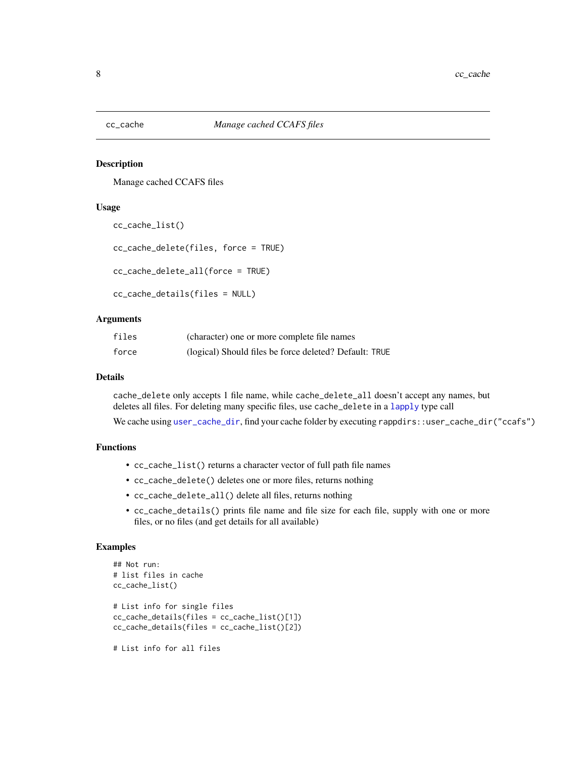## cc_cache — *Manage cached CCAFS files*

### Description

Manage cached CCAFS files

### Usage

```
cc_cache_list()

cc_cache_delete(files, force = TRUE)

cc_cache_delete_all(force = TRUE)

cc_cache_details(files = NULL)
```

### Arguments

| | |
|---|---|
| `files` | (character) one or more complete file names |
| `force` | (logical) Should files be force deleted? Default: `TRUE` |

### Details

`cache_delete` only accepts 1 file name, while `cache_delete_all` doesn't accept any names, but deletes all files. For deleting many specific files, use `cache_delete` in a `lapply` type call

We cache using `user_cache_dir`, find your cache folder by executing `rappdirs::user_cache_dir("ccafs")`

### Functions

- `cc_cache_list()` returns a character vector of full path file names
- `cc_cache_delete()` deletes one or more files, returns nothing
- `cc_cache_delete_all()` delete all files, returns nothing
- `cc_cache_details()` prints file name and file size for each file, supply with one or more files, or no files (and get details for all available)

### Examples

```
## Not run:
# list files in cache
cc_cache_list()

# List info for single files
cc_cache_details(files = cc_cache_list()[1])
cc_cache_details(files = cc_cache_list()[2])

# List info for all files
```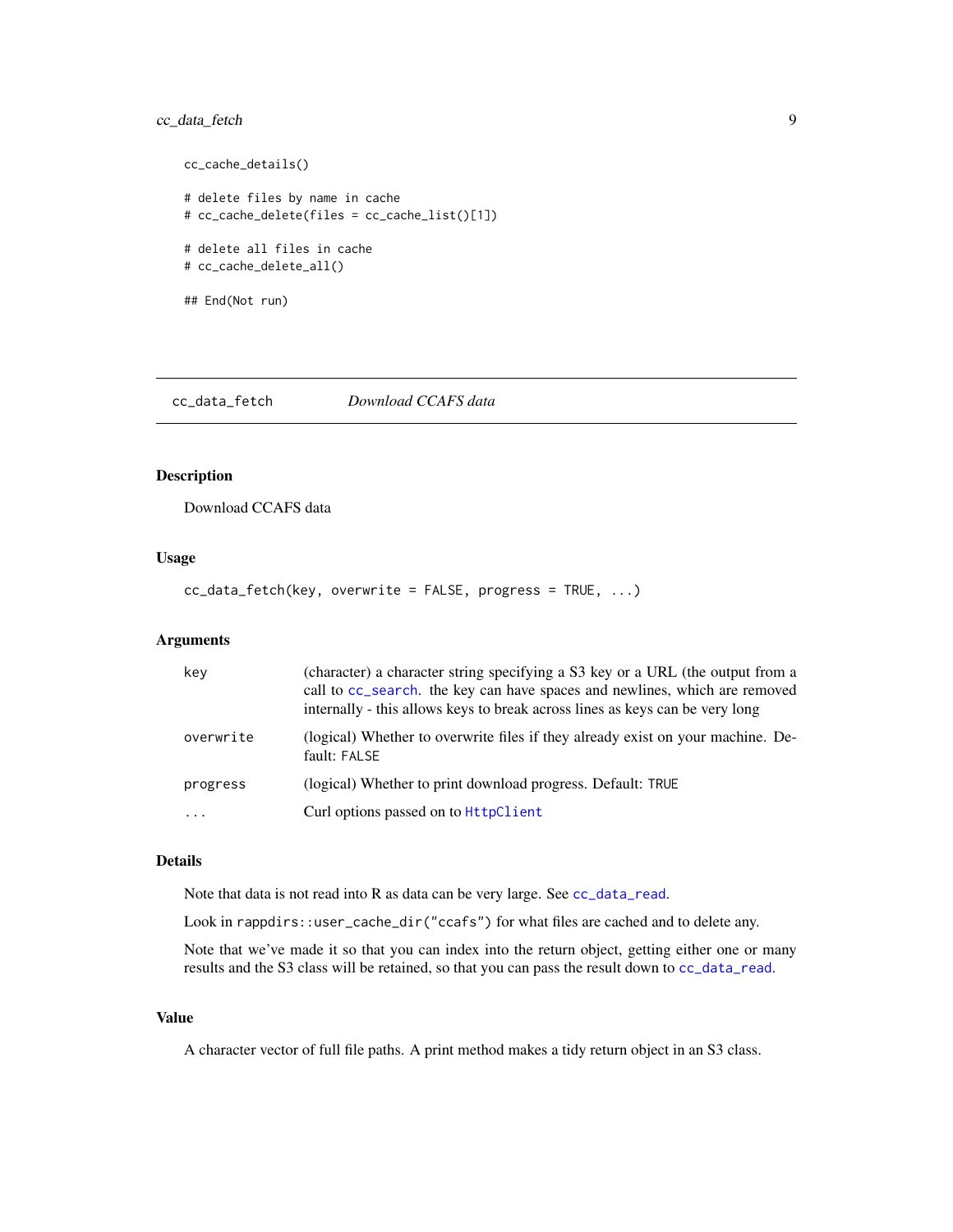```
cc_cache_details()

# delete files by name in cache
# cc_cache_delete(files = cc_cache_list()[1])

# delete all files in cache
# cc_cache_delete_all()

## End(Not run)
```

---

## cc_data_fetch — *Download CCAFS data*

### Description

Download CCAFS data

### Usage

```
cc_data_fetch(key, overwrite = FALSE, progress = TRUE, ...)
```

### Arguments

| | |
|---|---|
| `key` | (character) a character string specifying a S3 key or a URL (the output from a call to `cc_search`. the key can have spaces and newlines, which are removed internally - this allows keys to break across lines as keys can be very long |
| `overwrite` | (logical) Whether to overwrite files if they already exist on your machine. Default: `FALSE` |
| `progress` | (logical) Whether to print download progress. Default: `TRUE` |
| `...` | Curl options passed on to `HttpClient` |

### Details

Note that data is not read into R as data can be very large. See `cc_data_read`.

Look in `rappdirs::user_cache_dir("ccafs")` for what files are cached and to delete any.

Note that we've made it so that you can index into the return object, getting either one or many results and the S3 class will be retained, so that you can pass the result down to `cc_data_read`.

### Value

A character vector of full file paths. A print method makes a tidy return object in an S3 class.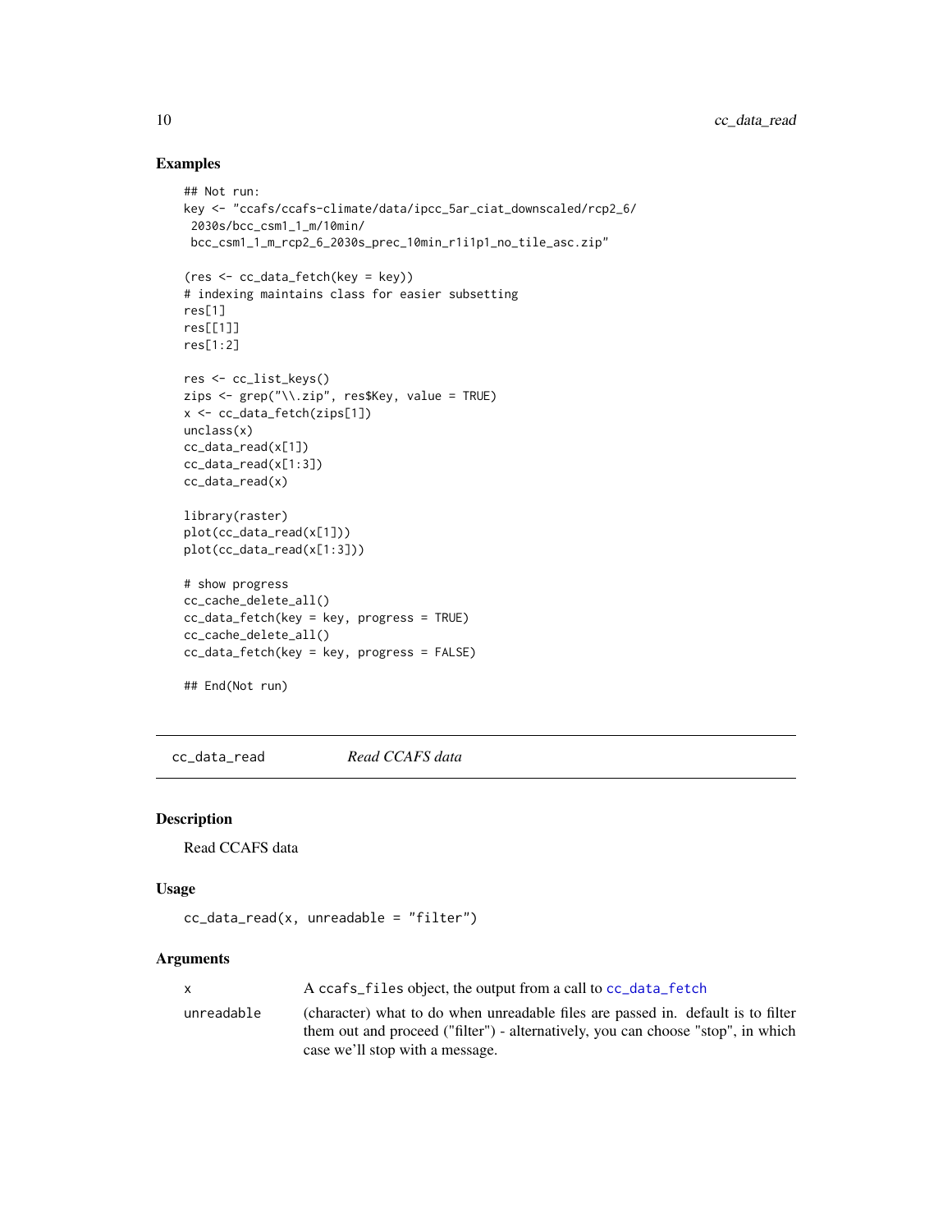### Examples

```
## Not run:
key <- "ccafs/ccafs-climate/data/ipcc_5ar_ciat_downscaled/rcp2_6/
 2030s/bcc_csm1_1_m/10min/
 bcc_csm1_1_m_rcp2_6_2030s_prec_10min_r1i1p1_no_tile_asc.zip"

(res <- cc_data_fetch(key = key))
# indexing maintains class for easier subsetting
res[1]
res[[1]]
res[1:2]

res <- cc_list_keys()
zips <- grep("\\.zip", res$Key, value = TRUE)
x <- cc_data_fetch(zips[1])
unclass(x)
cc_data_read(x[1])
cc_data_read(x[1:3])
cc_data_read(x)

library(raster)
plot(cc_data_read(x[1]))
plot(cc_data_read(x[1:3]))

# show progress
cc_cache_delete_all()
cc_data_fetch(key = key, progress = TRUE)
cc_cache_delete_all()
cc_data_fetch(key = key, progress = FALSE)

## End(Not run)
```

---

## cc_data_read *Read CCAFS data*

### Description

Read CCAFS data

### Usage

```
cc_data_read(x, unreadable = "filter")
```

### Arguments

| | |
|---|---|
| x | A ccafs_files object, the output from a call to cc_data_fetch |
| unreadable | (character) what to do when unreadable files are passed in. default is to filter them out and proceed ("filter") - alternatively, you can choose "stop", in which case we'll stop with a message. |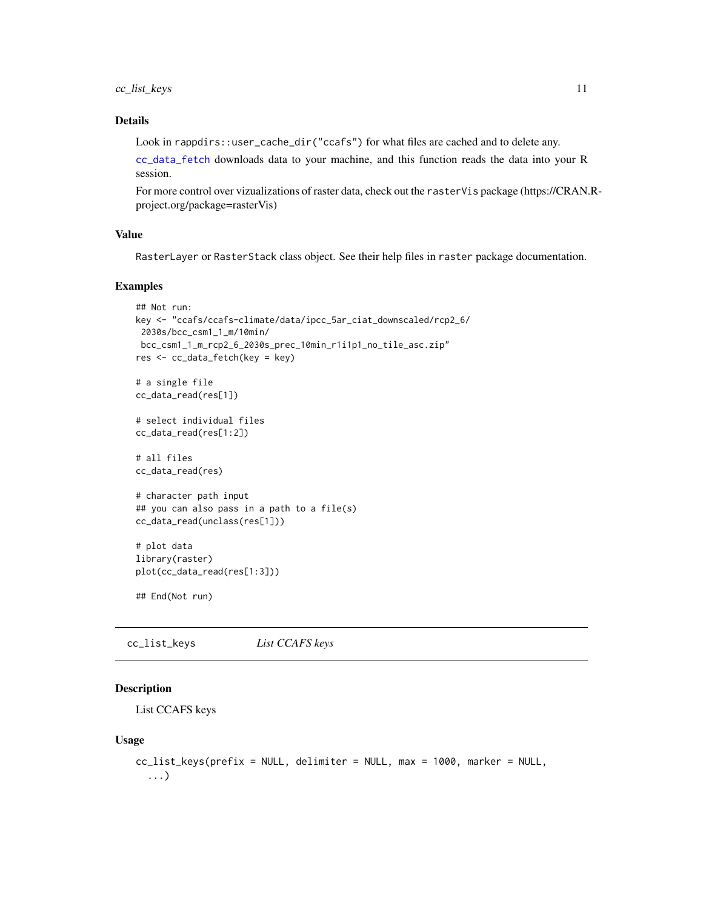### Details

Look in rappdirs::user_cache_dir("ccafs") for what files are cached and to delete any.

cc_data_fetch downloads data to your machine, and this function reads the data into your R session.

For more control over vizualizations of raster data, check out the rasterVis package (https://CRAN.R-project.org/package=rasterVis)

### Value

RasterLayer or RasterStack class object. See their help files in raster package documentation.

### Examples

```
## Not run:
key <- "ccafs/ccafs-climate/data/ipcc_5ar_ciat_downscaled/rcp2_6/
 2030s/bcc_csm1_1_m/10min/
 bcc_csm1_1_m_rcp2_6_2030s_prec_10min_r1i1p1_no_tile_asc.zip"
res <- cc_data_fetch(key = key)

# a single file
cc_data_read(res[1])

# select individual files
cc_data_read(res[1:2])

# all files
cc_data_read(res)

# character path input
## you can also pass in a path to a file(s)
cc_data_read(unclass(res[1]))

# plot data
library(raster)
plot(cc_data_read(res[1:3]))

## End(Not run)
```

---

## cc_list_keys *List CCAFS keys*

### Description

List CCAFS keys

### Usage

```
cc_list_keys(prefix = NULL, delimiter = NULL, max = 1000, marker = NULL,
  ...)
```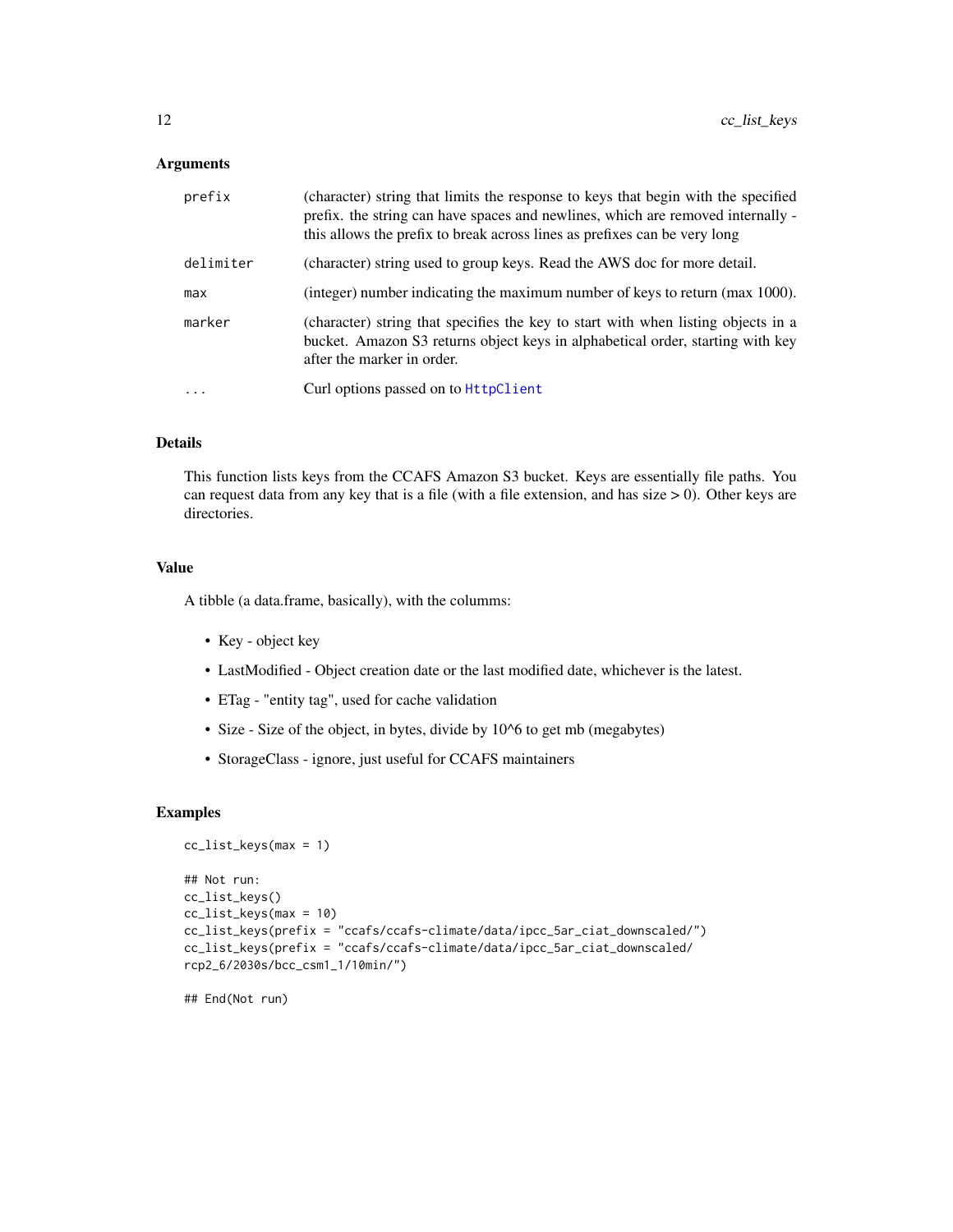### Arguments

| | |
|---|---|
| prefix | (character) string that limits the response to keys that begin with the specified prefix. the string can have spaces and newlines, which are removed internally - this allows the prefix to break across lines as prefixes can be very long |
| delimiter | (character) string used to group keys. Read the AWS doc for more detail. |
| max | (integer) number indicating the maximum number of keys to return (max 1000). |
| marker | (character) string that specifies the key to start with when listing objects in a bucket. Amazon S3 returns object keys in alphabetical order, starting with key after the marker in order. |
| ... | Curl options passed on to HttpClient |

### Details

This function lists keys from the CCAFS Amazon S3 bucket. Keys are essentially file paths. You can request data from any key that is a file (with a file extension, and has size > 0). Other keys are directories.

### Value

A tibble (a data.frame, basically), with the columms:

- Key - object key
- LastModified - Object creation date or the last modified date, whichever is the latest.
- ETag - "entity tag", used for cache validation
- Size - Size of the object, in bytes, divide by 10^6 to get mb (megabytes)
- StorageClass - ignore, just useful for CCAFS maintainers

### Examples

```
cc_list_keys(max = 1)

## Not run:
cc_list_keys()
cc_list_keys(max = 10)
cc_list_keys(prefix = "ccafs/ccafs-climate/data/ipcc_5ar_ciat_downscaled/")
cc_list_keys(prefix = "ccafs/ccafs-climate/data/ipcc_5ar_ciat_downscaled/
rcp2_6/2030s/bcc_csm1_1/10min/")

## End(Not run)
```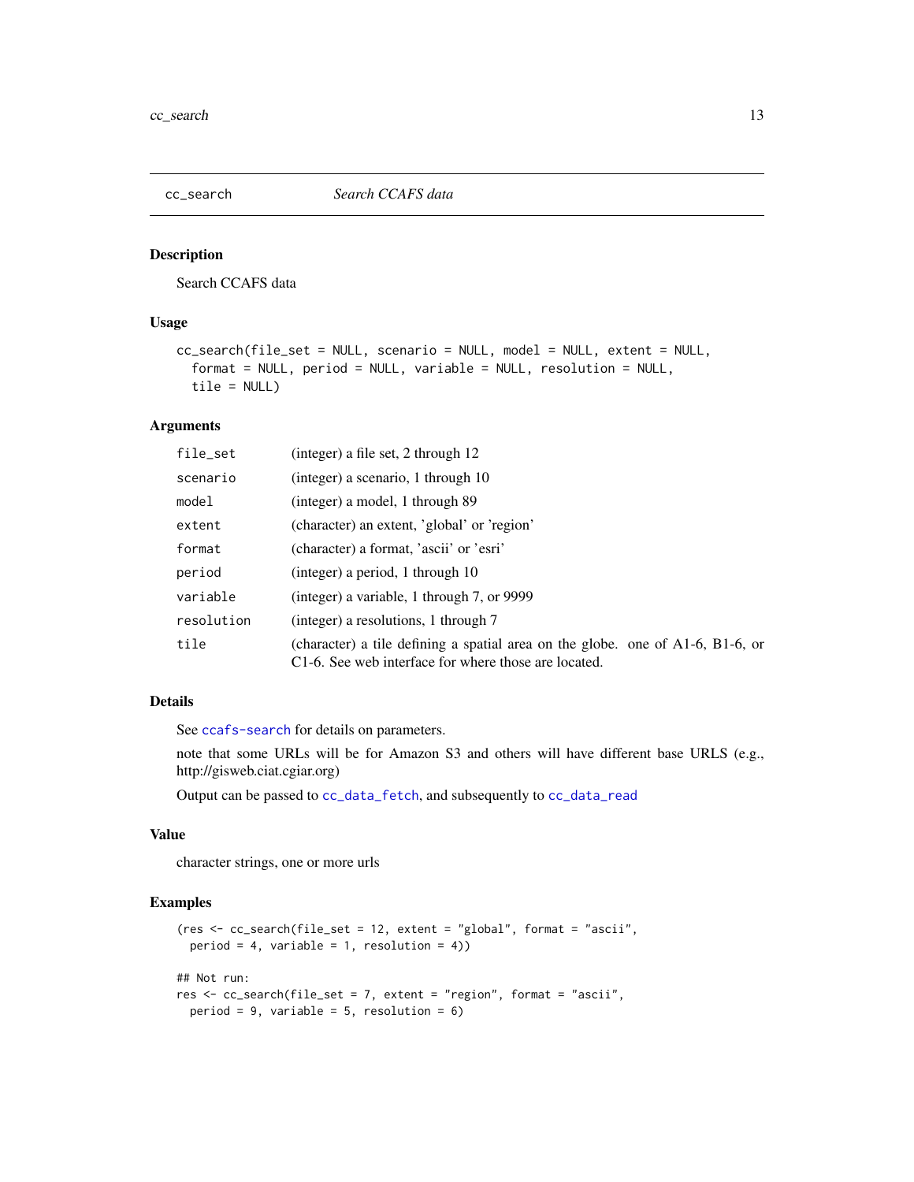# cc_search — *Search CCAFS data*

## Description

Search CCAFS data

## Usage

```
cc_search(file_set = NULL, scenario = NULL, model = NULL, extent = NULL,
  format = NULL, period = NULL, variable = NULL, resolution = NULL,
  tile = NULL)
```

## Arguments

| | |
|---|---|
| `file_set` | (integer) a file set, 2 through 12 |
| `scenario` | (integer) a scenario, 1 through 10 |
| `model` | (integer) a model, 1 through 89 |
| `extent` | (character) an extent, 'global' or 'region' |
| `format` | (character) a format, 'ascii' or 'esri' |
| `period` | (integer) a period, 1 through 10 |
| `variable` | (integer) a variable, 1 through 7, or 9999 |
| `resolution` | (integer) a resolutions, 1 through 7 |
| `tile` | (character) a tile defining a spatial area on the globe. one of A1-6, B1-6, or C1-6. See web interface for where those are located. |

## Details

See `ccafs-search` for details on parameters.

note that some URLs will be for Amazon S3 and others will have different base URLS (e.g., http://gisweb.ciat.cgiar.org)

Output can be passed to `cc_data_fetch`, and subsequently to `cc_data_read`

## Value

character strings, one or more urls

## Examples

```
(res <- cc_search(file_set = 12, extent = "global", format = "ascii",
  period = 4, variable = 1, resolution = 4))

## Not run:
res <- cc_search(file_set = 7, extent = "region", format = "ascii",
  period = 9, variable = 5, resolution = 6)
```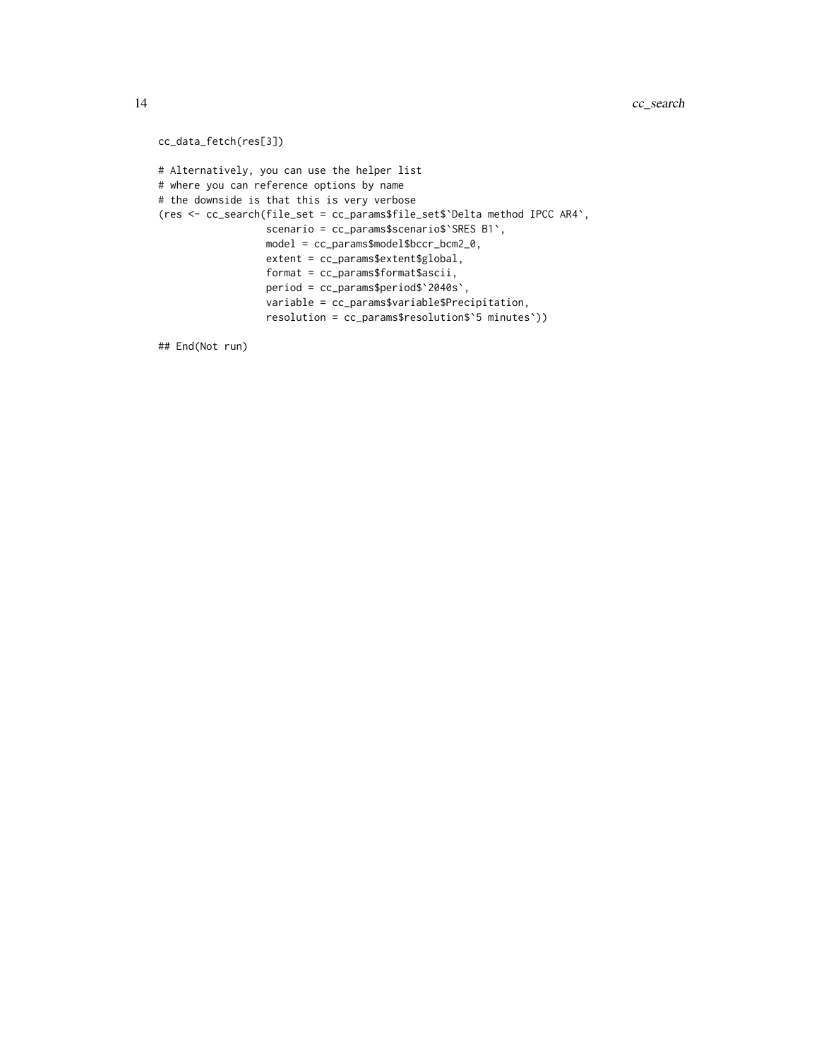```
cc_data_fetch(res[3])

# Alternatively, you can use the helper list
# where you can reference options by name
# the downside is that this is very verbose
(res <- cc_search(file_set = cc_params$file_set$`Delta method IPCC AR4`,
                  scenario = cc_params$scenario$`SRES B1`,
                  model = cc_params$model$bccr_bcm2_0,
                  extent = cc_params$extent$global,
                  format = cc_params$format$ascii,
                  period = cc_params$period$`2040s`,
                  variable = cc_params$variable$Precipitation,
                  resolution = cc_params$resolution$`5 minutes`))

## End(Not run)
```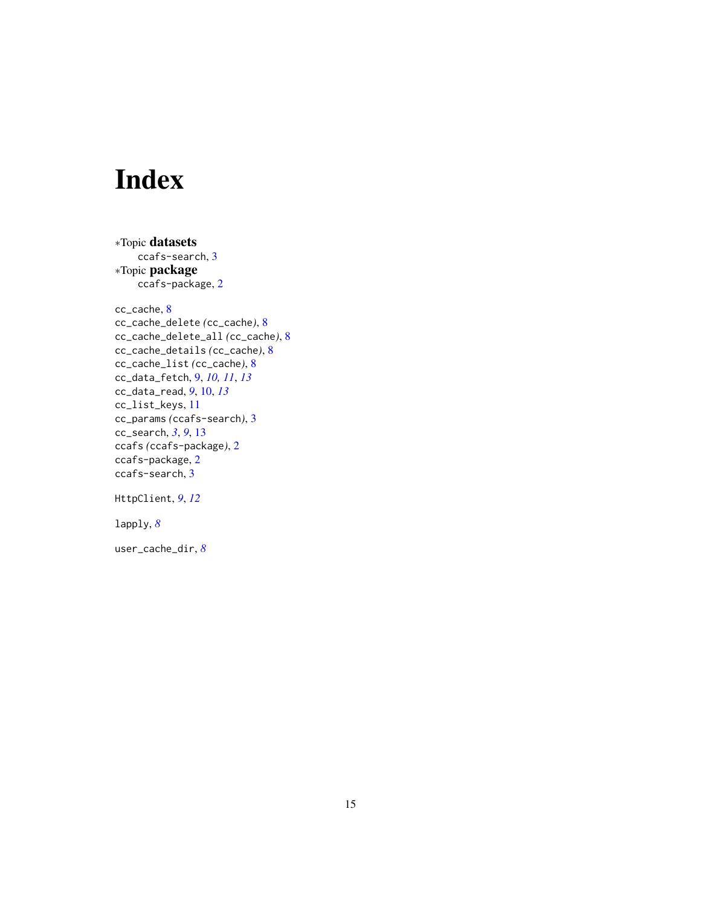# Index

*Topic **datasets**
  ccafs-search, 3
*Topic **package**
  ccafs-package, 2

cc_cache, 8
cc_cache_delete *(cc_cache)*, 8
cc_cache_delete_all *(cc_cache)*, 8
cc_cache_details *(cc_cache)*, 8
cc_cache_list *(cc_cache)*, 8
cc_data_fetch, 9, *10, 11*, *13*
cc_data_read, *9*, 10, *13*
cc_list_keys, 11
cc_params *(ccafs-search)*, 3
cc_search, *3*, *9*, 13
ccafs *(ccafs-package)*, 2
ccafs-package, 2
ccafs-search, 3

HttpClient, *9*, *12*

lapply, *8*

user_cache_dir, *8*